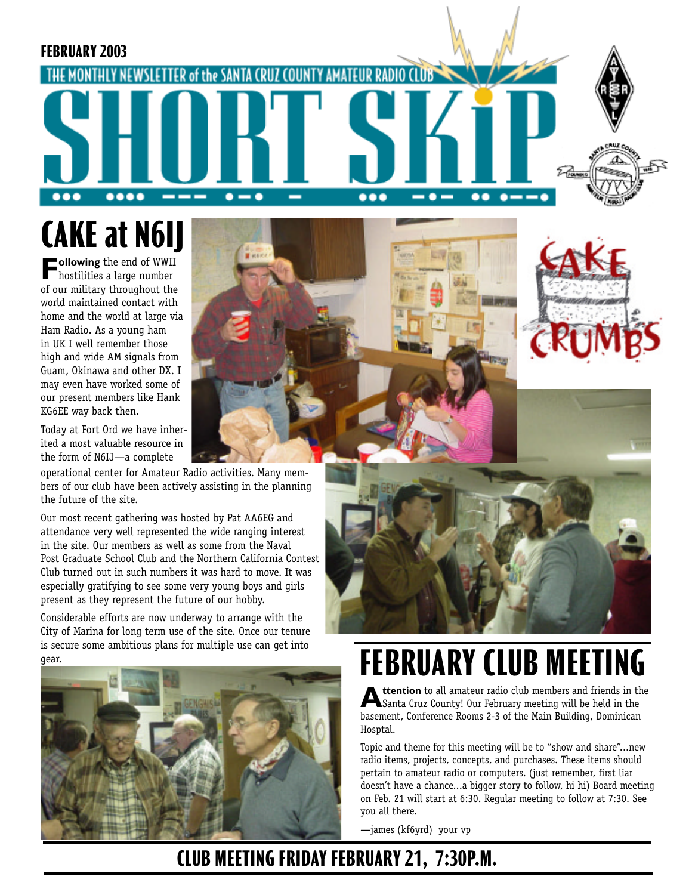FEBRUARY 2003

THE MONTHLY NEWSLETTER of the SANTA CRUZ COUNTY AMATEUR RADIO CLUB

# SHORT SKiP

## CAKE at N6IJ

**Following** the end of WWII hostilities a large number of our military throughout the world maintained contact with home and the world at large via Ham Radio. As a young ham in UK I well remember those high and wide AM signals from Guam, Okinawa and other DX. I may even have worked some of our present members like Hank KG6EE way back then.

Today at Fort Ord we have inherited a most valuable resource in the form of N6IJ—a complete operational center for Amateur Radio activities. Many members of our club have been actively assisting in the planning the future of the site.

Our most recent gathering was hosted by Pat AA6EG and attendance very well represented the wide ranging interest in the site. Our members as well as some from the Naval Post Graduate School Club and the Northern California Contest Club turned out in such numbers it was hard to move. It was especially gratifying to see some very young boys and girls present as they represent the future of our hobby.

Considerable efforts are now underway to arrange with the City of Marina for long term use of the site. Once our tenure is secure some ambitious plans for multiple use can get into gear.

CAKE CRUMBS

## FEBRUARY CLUB MEETING

**Attention** to all amateur radio club members and friends in the Santa Cruz County! Our February meeting will be held in the basement, Conference Rooms 2-3 of the Main Building, Dominican Hosptal.

Topic and theme for this meeting will be to "show and share"...new radio items, projects, concepts, and purchases. These items should pertain to amateur radio or computers. (just remember, first liar doesn't have a chance...a bigger story to follow, hi hi) Board meeting on Feb. 21 will start at 6:30. Regular meeting to follow at 7:30. See you all there.

—james (kf6yrd) your vp

**CLUB MEETING FRIDAY FEBRUARY 21, 7:30P.M.**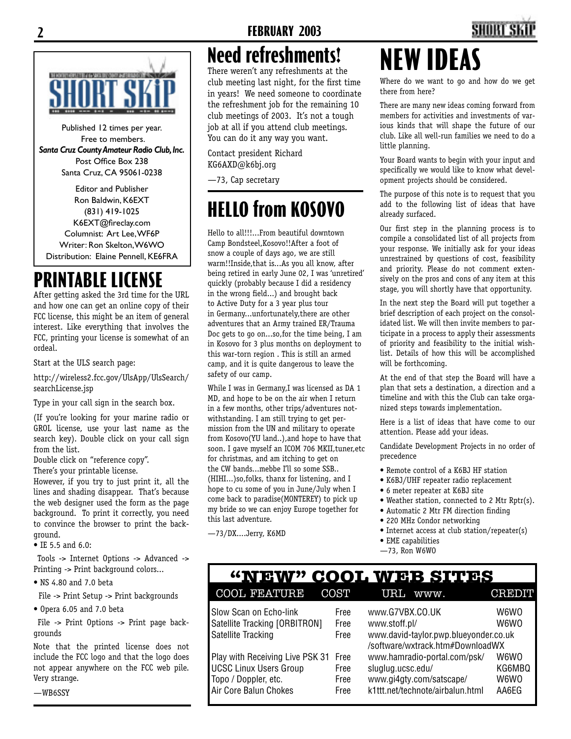Published 12 times per year.
Free to members.
*Santa Cruz County Amateur Radio Club, Inc.*
Post Office Box 238
Santa Cruz, CA 95061-0238

Editor and Publisher
Ron Baldwin, K6EXT
(831) 419-1025
K6EXT@fireclay.com
Columnist: Art Lee, WF6P
Writer: Ron Skelton, W6WO
Distribution: Elaine Pennell, KE6FRA

# PRINTABLE LICENSE

After getting asked the 3rd time for the URL and how one can get an online copy of their FCC license, this might be an item of general interest. Like everything that involves the FCC, printing your license is somewhat of an ordeal.

Start at the ULS search page:

http://wireless2.fcc.gov/UlsApp/UlsSearch/searchLicense.jsp

Type in your call sign in the search box.

(If you're looking for your marine radio or GROL license, use your last name as the search key). Double click on your call sign from the list.

Double click on "reference copy".
There's your printable license.
However, if you try to just print it, all the lines and shading disappear. That's because the web designer used the form as the page background. To print it correctly, you need to convince the browser to print the background.

- IE 5.5 and 6.0:

  Tools -> Internet Options -> Advanced -> Printing -> Print background colors...

- NS 4.80 and 7.0 beta

  File -> Print Setup -> Print backgrounds

- Opera 6.05 and 7.0 beta

  File -> Print Options -> Print page backgrounds

Note that the printed license does not include the FCC logo and that the logo does not appear anywhere on the FCC web pile. Very strange.

—WB6SSY

# Need refreshments!

There weren't any refreshments at the club meeting last night, for the first time in years! We need someone to coordinate the refreshment job for the remaining 10 club meetings of 2003. It's not a tough job at all if you attend club meetings. You can do it any way you want.

Contact president Richard KG6AXD@k6bj.org

—73, Cap secretary

# HELLO from KOSOVO

Hello to all!!!...From beautiful downtown Camp Bondsteel,Kosovo!!After a foot of snow a couple of days ago, we are still warm!!Inside,that is...As you all know, after being retired in early June 02, I was 'unretired' quickly (probably because I did a residency in the wrong field...) and brought back to Active Duty for a 3 year plus tour in Germany...unfortunately,there are other adventures that an Army trained ER/Trauma Doc gets to go on...so,for the time being, I am in Kosovo for 3 plus months on deployment to this war-torn region . This is still an armed camp, and it is quite dangerous to leave the safety of our camp.

While I was in Germany,I was licensed as DA 1 MD, and hope to be on the air when I return in a few months, other trips/adventures notwithstanding. I am still trying to get permission from the UN and military to operate from Kosovo(YU land..),and hope to have that soon. I gave myself an ICOM 706 MKII,tuner,etc for christmas, and am itching to get on the CW bands...mebbe I'll so some SSB..(HIHI...)so,folks, thanx for listening, and I hope to cu some of you in June/July when I come back to paradise(MONTEREY) to pick up my bride so we can enjoy Europe together for this last adventure.

—73/DX....Jerry, K6MD

# NEW IDEAS

Where do we want to go and how do we get there from here?

There are many new ideas coming forward from members for activities and investments of various kinds that will shape the future of our club. Like all well-run families we need to do a little planning.

Your Board wants to begin with your input and specifically we would like to know what development projects should be considered.

The purpose of this note is to request that you add to the following list of ideas that have already surfaced.

Our first step in the planning process is to compile a consolidated list of all projects from your response. We initially ask for your ideas unrestrained by questions of cost, feasibility and priority. Please do not comment extensively on the pros and cons of any item at this stage, you will shortly have that opportunity.

In the next step the Board will put together a brief description of each project on the consolidated list. We will then invite members to participate in a process to apply their assessments of priority and feasibility to the initial wishlist. Details of how this will be accomplished will be forthcoming.

At the end of that step the Board will have a plan that sets a destination, a direction and a timeline and with this the Club can take organized steps towards implementation.

Here is a list of ideas that have come to our attention. Please add your ideas.

Candidate Development Projects in no order of precedence

- Remote control of a K6BJ HF station
- K6BJ/UHF repeater radio replacement
- 6 meter repeater at K6BJ site
- Weather station, connected to 2 Mtr Rptr(s).
- Automatic 2 Mtr FM direction finding
- 220 MHz Condor networking
- Internet access at club station/repeater(s)
- EME capabilities

—73, Ron W6WO

# "NEW" COOL WEB SITES

| COOL FEATURE | COST | URL www. | CREDIT |
|---|---|---|---|
| Slow Scan on Echo-link | Free | www.G7VBX.CO.UK | W6WO |
| Satellite Tracking [ORBITRON] | Free | www.stoff.pl/ | W6WO |
| Satellite Tracking | Free | www.david-taylor.pwp.blueyonder.co.uk/software/wxtrack.htm#DownloadWX | |
| Play with Receiving Live PSK 31 | Free | www.hamradio-portal.com/psk/ | W6WO |
| UCSC Linux Users Group | Free | sluglug.ucsc.edu/ | KG6MBQ |
| Topo / Doppler, etc. | Free | www.gi4gty.com/satscape/ | W6WO |
| Air Core Balun Chokes | Free | k1ttt.net/technote/airbalun.html | AA6EG |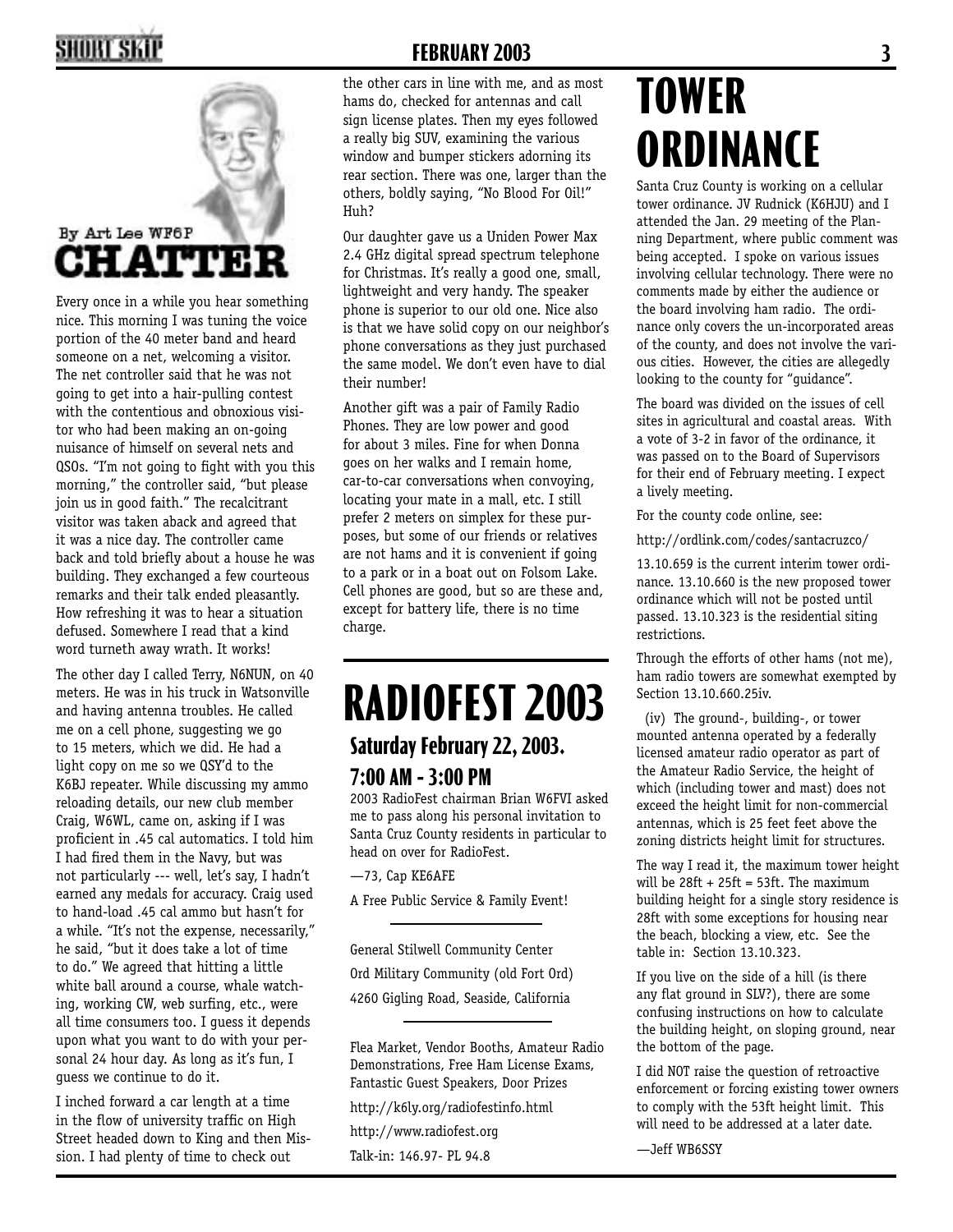By Art Lee WF6P

# CHATTER

Every once in a while you hear something nice. This morning I was tuning the voice portion of the 40 meter band and heard someone on a net, welcoming a visitor. The net controller said that he was not going to get into a hair-pulling contest with the contentious and obnoxious visitor who had been making an on-going nuisance of himself on several nets and QSOs. "I'm not going to fight with you this morning," the controller said, "but please join us in good faith." The recalcitrant visitor was taken aback and agreed that it was a nice day. The controller came back and told briefly about a house he was building. They exchanged a few courteous remarks and their talk ended pleasantly. How refreshing it was to hear a situation defused. Somewhere I read that a kind word turneth away wrath. It works!

The other day I called Terry, N6NUN, on 40 meters. He was in his truck in Watsonville and having antenna troubles. He called me on a cell phone, suggesting we go to 15 meters, which we did. He had a light copy on me so we QSY'd to the K6BJ repeater. While discussing my ammo reloading details, our new club member Craig, W6WL, came on, asking if I was proficient in .45 cal automatics. I told him I had fired them in the Navy, but was not particularly --- well, let's say, I hadn't earned any medals for accuracy. Craig used to hand-load .45 cal ammo but hasn't for a while. "It's not the expense, necessarily," he said, "but it does take a lot of time to do." We agreed that hitting a little white ball around a course, whale watching, working CW, web surfing, etc., were all time consumers too. I guess it depends upon what you want to do with your personal 24 hour day. As long as it's fun, I guess we continue to do it.

I inched forward a car length at a time in the flow of university traffic on High Street headed down to King and then Mission. I had plenty of time to check out the other cars in line with me, and as most hams do, checked for antennas and call sign license plates. Then my eyes followed a really big SUV, examining the various window and bumper stickers adorning its rear section. There was one, larger than the others, boldly saying, "No Blood For Oil!" Huh?

Our daughter gave us a Uniden Power Max 2.4 GHz digital spread spectrum telephone for Christmas. It's really a good one, small, lightweight and very handy. The speaker phone is superior to our old one. Nice also is that we have solid copy on our neighbor's phone conversations as they just purchased the same model. We don't even have to dial their number!

Another gift was a pair of Family Radio Phones. They are low power and good for about 3 miles. Fine for when Donna goes on her walks and I remain home, car-to-car conversations when convoying, locating your mate in a mall, etc. I still prefer 2 meters on simplex for these purposes, but some of our friends or relatives are not hams and it is convenient if going to a park or in a boat out on Folsom Lake. Cell phones are good, but so are these and, except for battery life, there is no time charge.

# RADIOFEST 2003

## Saturday February 22, 2003.
## 7:00 AM - 3:00 PM

2003 RadioFest chairman Brian W6FVI asked me to pass along his personal invitation to Santa Cruz County residents in particular to head on over for RadioFest.

—73, Cap KE6AFE

A Free Public Service & Family Event!

General Stilwell Community Center

Ord Military Community (old Fort Ord)

4260 Gigling Road, Seaside, California

Flea Market, Vendor Booths, Amateur Radio Demonstrations, Free Ham License Exams, Fantastic Guest Speakers, Door Prizes

http://k6ly.org/radiofestinfo.html

http://www.radiofest.org

Talk-in: 146.97- PL 94.8

# TOWER ORDINANCE

Santa Cruz County is working on a cellular tower ordinance. JV Rudnick (K6HJU) and I attended the Jan. 29 meeting of the Planning Department, where public comment was being accepted. I spoke on various issues involving cellular technology. There were no comments made by either the audience or the board involving ham radio. The ordinance only covers the un-incorporated areas of the county, and does not involve the various cities. However, the cities are allegedly looking to the county for "guidance".

The board was divided on the issues of cell sites in agricultural and coastal areas. With a vote of 3-2 in favor of the ordinance, it was passed on to the Board of Supervisors for their end of February meeting. I expect a lively meeting.

For the county code online, see:

http://ordlink.com/codes/santacruzco/

13.10.659 is the current interim tower ordinance. 13.10.660 is the new proposed tower ordinance which will not be posted until passed. 13.10.323 is the residential siting restrictions.

Through the efforts of other hams (not me), ham radio towers are somewhat exempted by Section 13.10.660.25iv.

(iv) The ground-, building-, or tower mounted antenna operated by a federally licensed amateur radio operator as part of the Amateur Radio Service, the height of which (including tower and mast) does not exceed the height limit for non-commercial antennas, which is 25 feet feet above the zoning districts height limit for structures.

The way I read it, the maximum tower height will be 28ft + 25ft = 53ft. The maximum building height for a single story residence is 28ft with some exceptions for housing near the beach, blocking a view, etc. See the table in: Section 13.10.323.

If you live on the side of a hill (is there any flat ground in SLV?), there are some confusing instructions on how to calculate the building height, on sloping ground, near the bottom of the page.

I did NOT raise the question of retroactive enforcement or forcing existing tower owners to comply with the 53ft height limit. This will need to be addressed at a later date.

—Jeff WB6SSY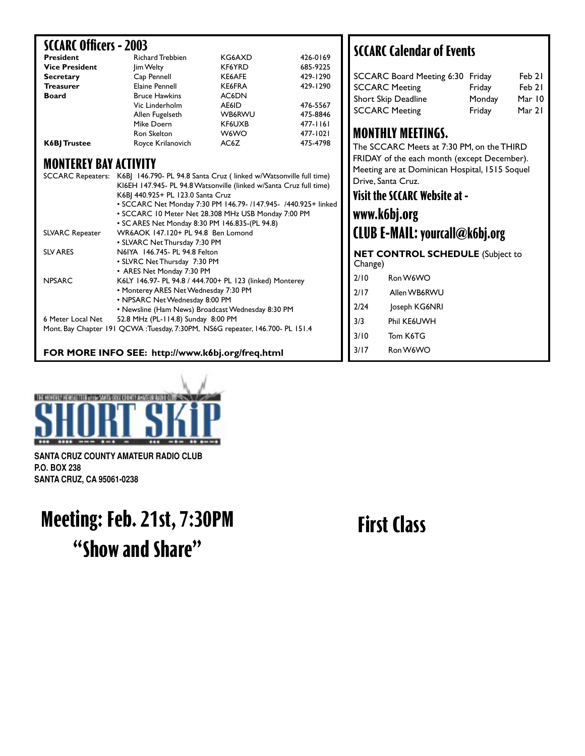## SCCARC Officers - 2003

| | | | |
|---|---|---|---|
| **President** | Richard Trebbien | KG6AXD | 426-0169 |
| **Vice President** | Jim Welty | KF6YRD | 685-9225 |
| **Secretary** | Cap Pennell | KE6AFE | 429-1290 |
| **Treasurer** | Elaine Pennell | KE6FRA | 429-1290 |
| **Board** | Bruce Hawkins | AC6DN | |
| | Vic Linderholm | AE6ID | 476-5567 |
| | Allen Fugelseth | WB6RWU | 475-8846 |
| | Mike Doern | KF6UXB | 477-1161 |
| | Ron Skelton | W6WO | 477-1021 |
| **K6BJ Trustee** | Royce Krilanovich | AC6Z | 475-4798 |

## MONTEREY BAY ACTIVITY

SCCARC Repeaters: K6BJ 146.790- PL 94.8 Santa Cruz ( linked w/Watsonville full time)
KI6EH 147.945- PL 94.8 Watsonville (linked w/Santa Cruz full time)
K6BJ 440.925+ PL 123.0 Santa Cruz
- SCCARC Net Monday 7:30 PM 146.79- /147.945- /440.925+ linked
- SCCARC 10 Meter Net 28.308 MHz USB Monday 7:00 PM
- SC ARES Net Monday 8:30 PM 146.835-(PL 94.8)

SLVARC Repeater: WR6AOK 147.120+ PL 94.8 Ben Lomond
- SLVARC Net Thursday 7:30 PM

SLV ARES: N6IYA 146.745- PL 94.8 Felton
- SLVRC Net Thursday 7:30 PM
- ARES Net Monday 7:30 PM

NPSARC: K6LY 146.97- PL 94.8 / 444.700+ PL 123 (linked) Monterey
- Monterey ARES Net Wednesday 7:30 PM
- NPSARC Net Wednesday 8:00 PM
- Newsline (Ham News) Broadcast Wednesday 8:30 PM

6 Meter Local Net: 52.8 MHz (PL-114.8) Sunday 8:00 PM

Mont. Bay Chapter 191 QCWA :Tuesday, 7:30PM, NS6G repeater, 146.700- PL 151.4

**FOR MORE INFO SEE: http://www.k6bj.org/freq.html**

## SCCARC Calendar of Events

| | | |
|---|---|---|
| SCCARC Board Meeting 6:30 | Friday | Feb 21 |
| SCCARC Meeting | Friday | Feb 21 |
| Short Skip Deadline | Monday | Mar 10 |
| SCCARC Meeting | Friday | Mar 21 |

## MONTHLY MEETINGS.

The SCCARC Meets at 7:30 PM, on the THIRD FRIDAY of the each month (except December). Meeting are at Dominican Hospital, 1515 Soquel Drive, Santa Cruz.

## Visit the SCCARC Website at - www.k6bj.org

## CLUB E-MAIL: yourcall@k6bj.org

**NET CONTROL SCHEDULE** (Subject to Change)

| | |
|---|---|
| 2/10 | Ron W6WO |
| 2/17 | Allen WB6RWU |
| 2/24 | Joseph KG6NRI |
| 3/3 | Phil KE6UWH |
| 3/10 | Tom K6TG |
| 3/17 | Ron W6WO |

THE MONTHLY NEWSLETTER of the SANTA CRUZ COUNTY AMATEUR RADIO CLUB

SHORT SKIP

**SANTA CRUZ COUNTY AMATEUR RADIO CLUB**
**P.O. BOX 238**
**SANTA CRUZ, CA 95061-0238**

# Meeting: Feb. 21st, 7:30PM
# "Show and Share"

# First Class